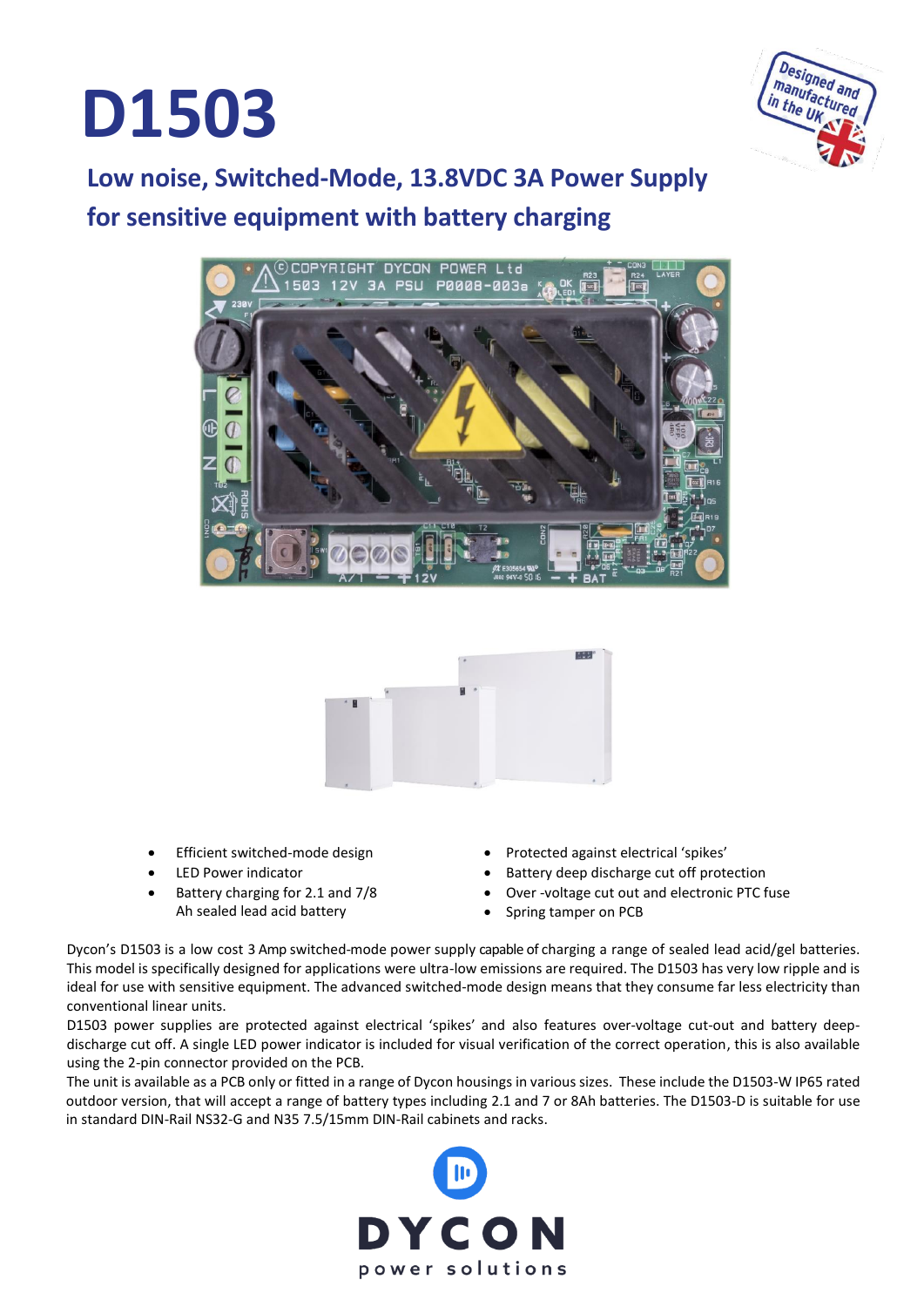# D1503

## Low noise, Switched-Mode, 13.8VDC 3A Power Supply for sensitive equipment with battery charging

- Efficient switched-mode design
- LED Power indicator
- Battery charging for 2.1 and 7/8 Ah sealed lead acid battery
- Protected against electrical 'spikes'
- Battery deep discharge cut off protection
- Over -voltage cut out and electronic PTC fuse
- Spring tamper on PCB

Dycon's D1503 is a low cost 3 Amp switched-mode power supply capable of charging a range of sealed lead acid/gel batteries. This model is specifically designed for applications were ultra-low emissions are required. The D1503 has very low ripple and is ideal for use with sensitive equipment. The advanced switched-mode design means that they consume far less electricity than conventional linear units.

D1503 power supplies are protected against electrical 'spikes' and also features over-voltage cut-out and battery deep-discharge cut off. A single LED power indicator is included for visual verification of the correct operation, this is also available using the 2-pin connector provided on the PCB.

The unit is available as a PCB only or fitted in a range of Dycon housings in various sizes. These include the D1503-W IP65 rated outdoor version, that will accept a range of battery types including 2.1 and 7 or 8Ah batteries. The D1503-D is suitable for use in standard DIN-Rail NS32-G and N35 7.5/15mm DIN-Rail cabinets and racks.

DYCON
power solutions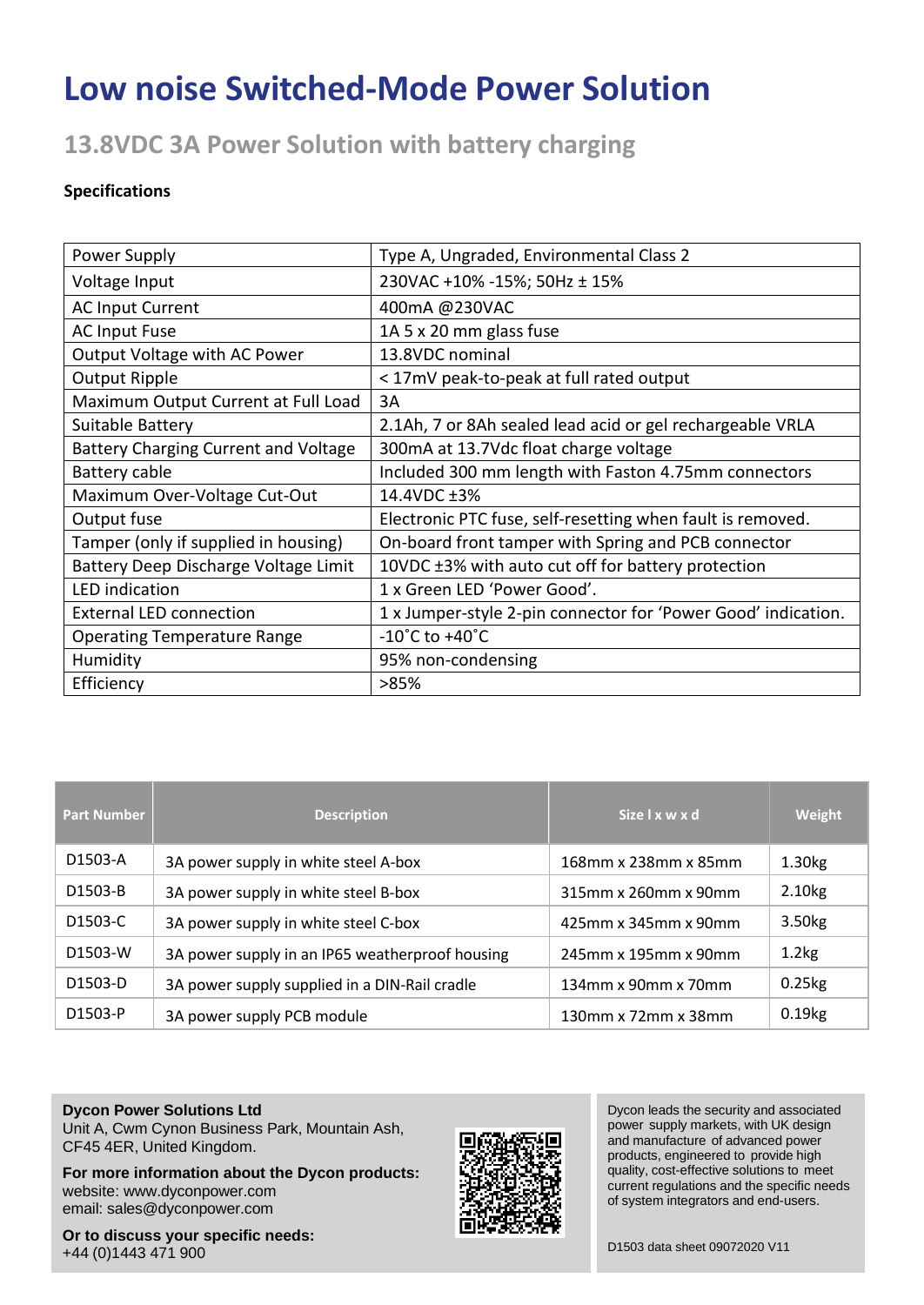# Low noise Switched-Mode Power Solution

## 13.8VDC 3A Power Solution with battery charging

**Specifications**

| | |
|---|---|
| Power Supply | Type A, Ungraded, Environmental Class 2 |
| Voltage Input | 230VAC +10% -15%; 50Hz ± 15% |
| AC Input Current | 400mA @230VAC |
| AC Input Fuse | 1A 5 x 20 mm glass fuse |
| Output Voltage with AC Power | 13.8VDC nominal |
| Output Ripple | < 17mV peak-to-peak at full rated output |
| Maximum Output Current at Full Load | 3A |
| Suitable Battery | 2.1Ah, 7 or 8Ah sealed lead acid or gel rechargeable VRLA |
| Battery Charging Current and Voltage | 300mA at 13.7Vdc float charge voltage |
| Battery cable | Included 300 mm length with Faston 4.75mm connectors |
| Maximum Over-Voltage Cut-Out | 14.4VDC ±3% |
| Output fuse | Electronic PTC fuse, self-resetting when fault is removed. |
| Tamper (only if supplied in housing) | On-board front tamper with Spring and PCB connector |
| Battery Deep Discharge Voltage Limit | 10VDC ±3% with auto cut off for battery protection |
| LED indication | 1 x Green LED 'Power Good'. |
| External LED connection | 1 x Jumper-style 2-pin connector for 'Power Good' indication. |
| Operating Temperature Range | -10˚C to +40˚C |
| Humidity | 95% non-condensing |
| Efficiency | >85% |

| Part Number | Description | Size l x w x d | Weight |
|---|---|---|---|
| D1503-A | 3A power supply in white steel A-box | 168mm x 238mm x 85mm | 1.30kg |
| D1503-B | 3A power supply in white steel B-box | 315mm x 260mm x 90mm | 2.10kg |
| D1503-C | 3A power supply in white steel C-box | 425mm x 345mm x 90mm | 3.50kg |
| D1503-W | 3A power supply in an IP65 weatherproof housing | 245mm x 195mm x 90mm | 1.2kg |
| D1503-D | 3A power supply supplied in a DIN-Rail cradle | 134mm x 90mm x 70mm | 0.25kg |
| D1503-P | 3A power supply PCB module | 130mm x 72mm x 38mm | 0.19kg |

**Dycon Power Solutions Ltd**
Unit A, Cwm Cynon Business Park, Mountain Ash,
CF45 4ER, United Kingdom.

**For more information about the Dycon products:**
website: www.dyconpower.com
email: sales@dyconpower.com

**Or to discuss your specific needs:**
+44 (0)1443 471 900

Dycon leads the security and associated power supply markets, with UK design and manufacture of advanced power products, engineered to provide high quality, cost-effective solutions to meet current regulations and the specific needs of system integrators and end-users.

D1503 data sheet 09072020 V11